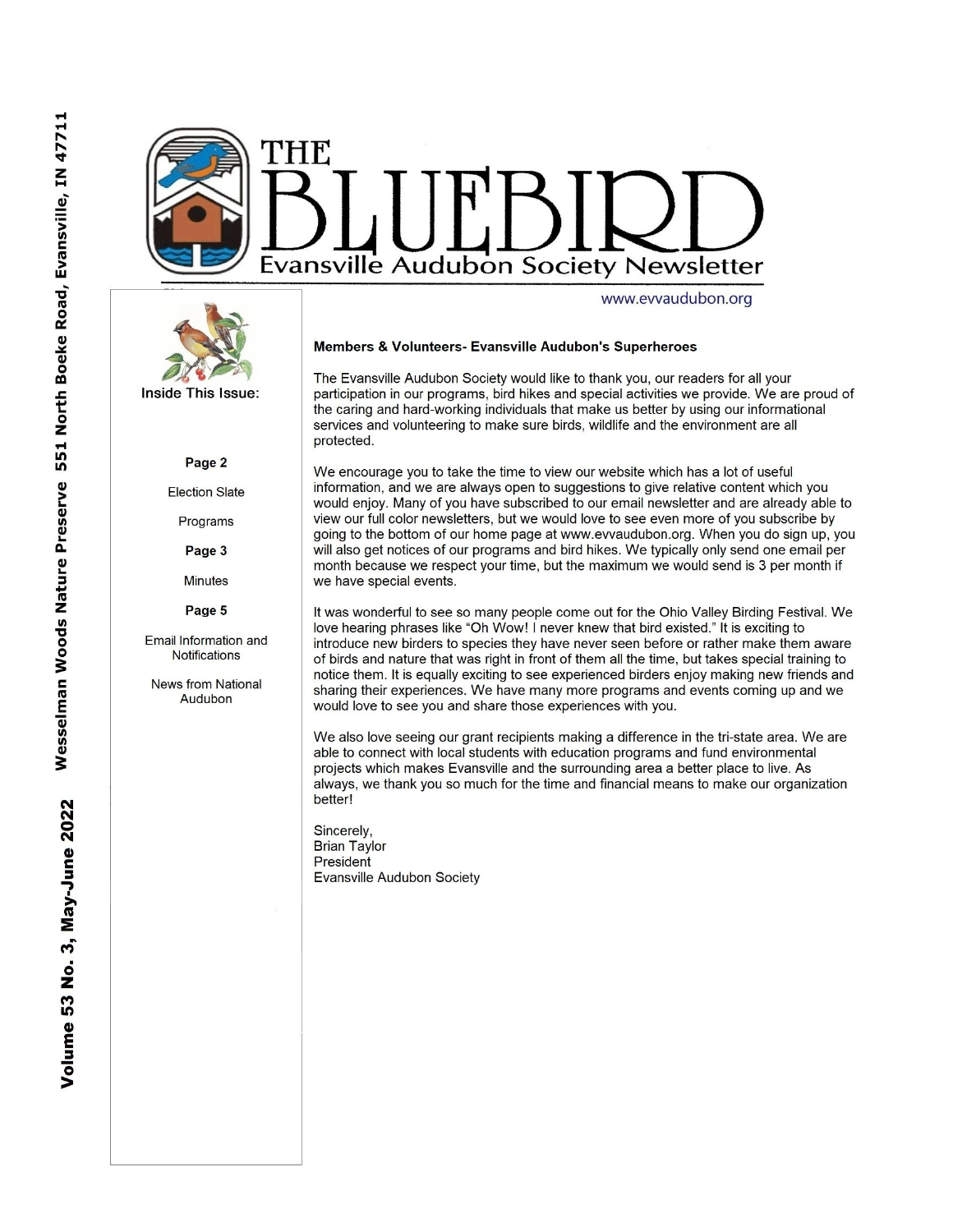# THE BLUEBIRD

## Evansville Audubon Society Newsletter

www.evvaudubon.org

Volume 53 No. 3, May-June 2022 Wesselman Woods Nature Preserve 551 North Boeke Road, Evansville, IN 47711

**Inside This Issue:**

**Page 2**

Election Slate

Programs

**Page 3**

Minutes

**Page 5**

Email Information and Notifications

News from National Audubon

### Members & Volunteers- Evansville Audubon's Superheroes

The Evansville Audubon Society would like to thank you, our readers for all your participation in our programs, bird hikes and special activities we provide. We are proud of the caring and hard-working individuals that make us better by using our informational services and volunteering to make sure birds, wildlife and the environment are all protected.

We encourage you to take the time to view our website which has a lot of useful information, and we are always open to suggestions to give relative content which you would enjoy. Many of you have subscribed to our email newsletter and are already able to view our full color newsletters, but we would love to see even more of you subscribe by going to the bottom of our home page at www.evvaudubon.org. When you do sign up, you will also get notices of our programs and bird hikes. We typically only send one email per month because we respect your time, but the maximum we would send is 3 per month if we have special events.

It was wonderful to see so many people come out for the Ohio Valley Birding Festival. We love hearing phrases like "Oh Wow! I never knew that bird existed." It is exciting to introduce new birders to species they have never seen before or rather make them aware of birds and nature that was right in front of them all the time, but takes special training to notice them. It is equally exciting to see experienced birders enjoy making new friends and sharing their experiences. We have many more programs and events coming up and we would love to see you and share those experiences with you.

We also love seeing our grant recipients making a difference in the tri-state area. We are able to connect with local students with education programs and fund environmental projects which makes Evansville and the surrounding area a better place to live. As always, we thank you so much for the time and financial means to make our organization better!

Sincerely,
Brian Taylor
President
Evansville Audubon Society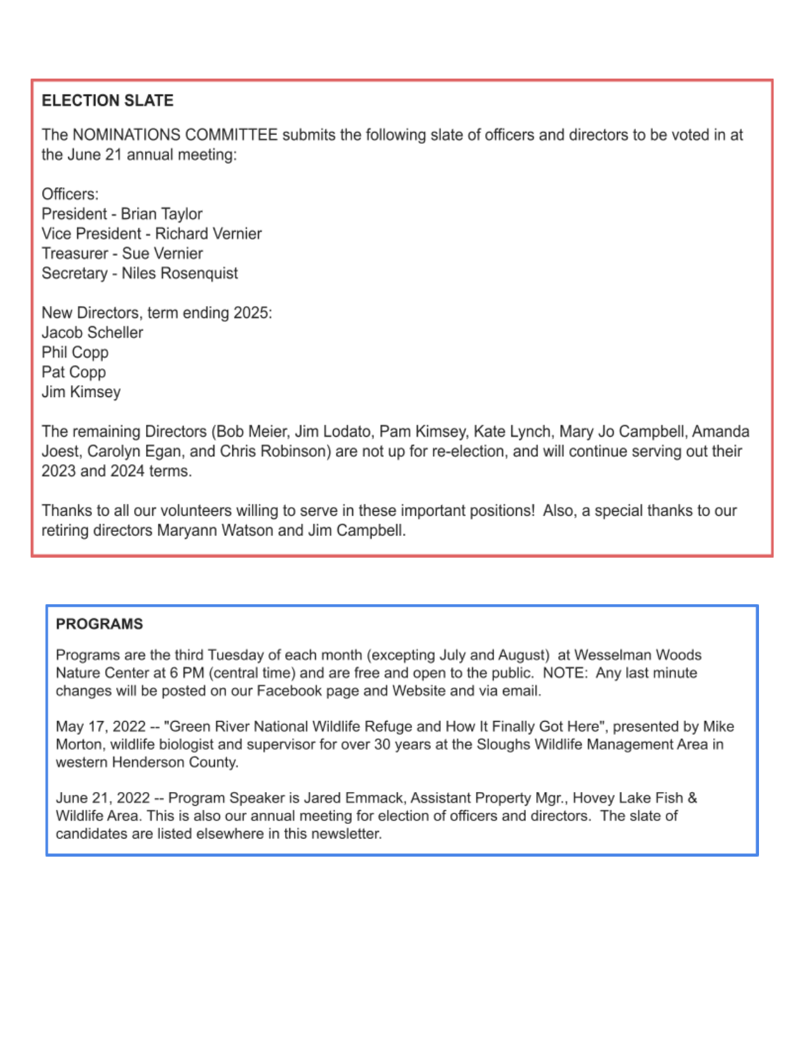## ELECTION SLATE

The NOMINATIONS COMMITTEE submits the following slate of officers and directors to be voted in at the June 21 annual meeting:

Officers:
President - Brian Taylor
Vice President - Richard Vernier
Treasurer - Sue Vernier
Secretary - Niles Rosenquist

New Directors, term ending 2025:
Jacob Scheller
Phil Copp
Pat Copp
Jim Kimsey

The remaining Directors (Bob Meier, Jim Lodato, Pam Kimsey, Kate Lynch, Mary Jo Campbell, Amanda Joest, Carolyn Egan, and Chris Robinson) are not up for re-election, and will continue serving out their 2023 and 2024 terms.

Thanks to all our volunteers willing to serve in these important positions! Also, a special thanks to our retiring directors Maryann Watson and Jim Campbell.

## PROGRAMS

Programs are the third Tuesday of each month (excepting July and August) at Wesselman Woods Nature Center at 6 PM (central time) and are free and open to the public. NOTE: Any last minute changes will be posted on our Facebook page and Website and via email.

May 17, 2022 -- "Green River National Wildlife Refuge and How It Finally Got Here", presented by Mike Morton, wildlife biologist and supervisor for over 30 years at the Sloughs Wildlife Management Area in western Henderson County.

June 21, 2022 -- Program Speaker is Jared Emmack, Assistant Property Mgr., Hovey Lake Fish & Wildlife Area. This is also our annual meeting for election of officers and directors. The slate of candidates are listed elsewhere in this newsletter.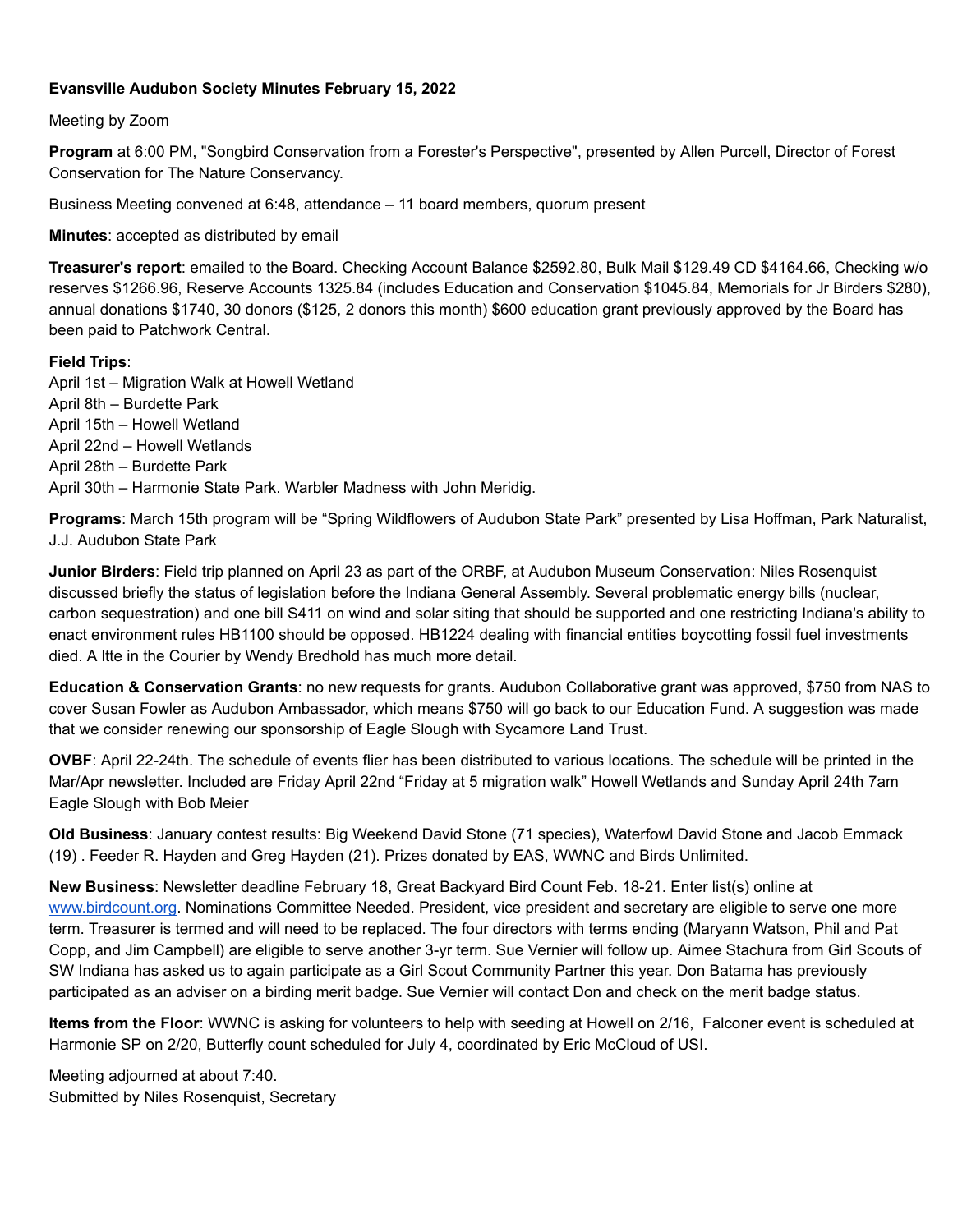**Evansville Audubon Society Minutes February 15, 2022**

Meeting by Zoom

**Program** at 6:00 PM, "Songbird Conservation from a Forester's Perspective", presented by Allen Purcell, Director of Forest Conservation for The Nature Conservancy.

Business Meeting convened at 6:48, attendance – 11 board members, quorum present

**Minutes**: accepted as distributed by email

**Treasurer's report**: emailed to the Board. Checking Account Balance $2592.80, Bulk Mail $129.49 CD $4164.66, Checking w/o reserves $1266.96, Reserve Accounts 1325.84 (includes Education and Conservation $1045.84, Memorials for Jr Birders $280), annual donations $1740, 30 donors ($125, 2 donors this month) $600 education grant previously approved by the Board has been paid to Patchwork Central.

**Field Trips**:
April 1st – Migration Walk at Howell Wetland
April 8th – Burdette Park
April 15th – Howell Wetland
April 22nd – Howell Wetlands
April 28th – Burdette Park
April 30th – Harmonie State Park. Warbler Madness with John Meridig.

**Programs**: March 15th program will be "Spring Wildflowers of Audubon State Park" presented by Lisa Hoffman, Park Naturalist, J.J. Audubon State Park

**Junior Birders**: Field trip planned on April 23 as part of the ORBF, at Audubon Museum Conservation: Niles Rosenquist discussed briefly the status of legislation before the Indiana General Assembly. Several problematic energy bills (nuclear, carbon sequestration) and one bill S411 on wind and solar siting that should be supported and one restricting Indiana's ability to enact environment rules HB1100 should be opposed. HB1224 dealing with financial entities boycotting fossil fuel investments died. A ltte in the Courier by Wendy Bredhold has much more detail.

**Education & Conservation Grants**: no new requests for grants. Audubon Collaborative grant was approved, $750 from NAS to cover Susan Fowler as Audubon Ambassador, which means $750 will go back to our Education Fund. A suggestion was made that we consider renewing our sponsorship of Eagle Slough with Sycamore Land Trust.

**OVBF**: April 22-24th. The schedule of events flier has been distributed to various locations. The schedule will be printed in the Mar/Apr newsletter. Included are Friday April 22nd "Friday at 5 migration walk" Howell Wetlands and Sunday April 24th 7am Eagle Slough with Bob Meier

**Old Business**: January contest results: Big Weekend David Stone (71 species), Waterfowl David Stone and Jacob Emmack (19) . Feeder R. Hayden and Greg Hayden (21). Prizes donated by EAS, WWNC and Birds Unlimited.

**New Business**: Newsletter deadline February 18, Great Backyard Bird Count Feb. 18-21. Enter list(s) online at www.birdcount.org. Nominations Committee Needed. President, vice president and secretary are eligible to serve one more term. Treasurer is termed and will need to be replaced. The four directors with terms ending (Maryann Watson, Phil and Pat Copp, and Jim Campbell) are eligible to serve another 3-yr term. Sue Vernier will follow up. Aimee Stachura from Girl Scouts of SW Indiana has asked us to again participate as a Girl Scout Community Partner this year. Don Batama has previously participated as an adviser on a birding merit badge. Sue Vernier will contact Don and check on the merit badge status.

**Items from the Floor**: WWNC is asking for volunteers to help with seeding at Howell on 2/16, Falconer event is scheduled at Harmonie SP on 2/20, Butterfly count scheduled for July 4, coordinated by Eric McCloud of USI.

Meeting adjourned at about 7:40.
Submitted by Niles Rosenquist, Secretary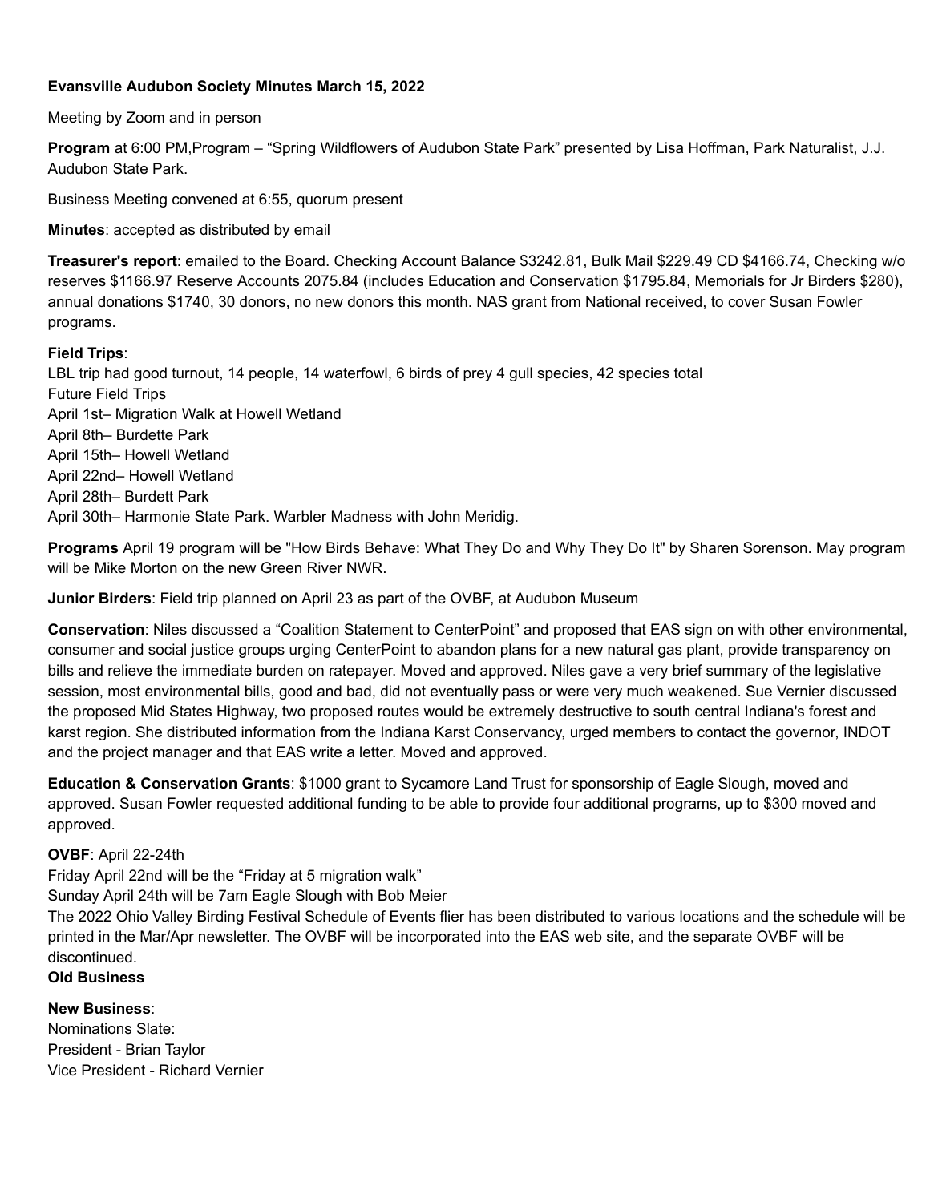**Evansville Audubon Society Minutes March 15, 2022**

Meeting by Zoom and in person

**Program** at 6:00 PM,Program – "Spring Wildflowers of Audubon State Park" presented by Lisa Hoffman, Park Naturalist, J.J. Audubon State Park.

Business Meeting convened at 6:55, quorum present

**Minutes**: accepted as distributed by email

**Treasurer's report**: emailed to the Board. Checking Account Balance $3242.81, Bulk Mail $229.49 CD $4166.74, Checking w/o reserves $1166.97 Reserve Accounts 2075.84 (includes Education and Conservation $1795.84, Memorials for Jr Birders $280), annual donations $1740, 30 donors, no new donors this month. NAS grant from National received, to cover Susan Fowler programs.

**Field Trips**:
LBL trip had good turnout, 14 people, 14 waterfowl, 6 birds of prey 4 gull species, 42 species total
Future Field Trips
April 1st– Migration Walk at Howell Wetland
April 8th– Burdette Park
April 15th– Howell Wetland
April 22nd– Howell Wetland
April 28th– Burdett Park
April 30th– Harmonie State Park. Warbler Madness with John Meridig.

**Programs** April 19 program will be "How Birds Behave: What They Do and Why They Do It" by Sharen Sorenson. May program will be Mike Morton on the new Green River NWR.

**Junior Birders**: Field trip planned on April 23 as part of the OVBF, at Audubon Museum

**Conservation**: Niles discussed a "Coalition Statement to CenterPoint" and proposed that EAS sign on with other environmental, consumer and social justice groups urging CenterPoint to abandon plans for a new natural gas plant, provide transparency on bills and relieve the immediate burden on ratepayer. Moved and approved. Niles gave a very brief summary of the legislative session, most environmental bills, good and bad, did not eventually pass or were very much weakened. Sue Vernier discussed the proposed Mid States Highway, two proposed routes would be extremely destructive to south central Indiana's forest and karst region. She distributed information from the Indiana Karst Conservancy, urged members to contact the governor, INDOT and the project manager and that EAS write a letter. Moved and approved.

**Education & Conservation Grants**: $1000 grant to Sycamore Land Trust for sponsorship of Eagle Slough, moved and approved. Susan Fowler requested additional funding to be able to provide four additional programs, up to $300 moved and approved.

**OVBF**: April 22-24th
Friday April 22nd will be the "Friday at 5 migration walk"
Sunday April 24th will be 7am Eagle Slough with Bob Meier
The 2022 Ohio Valley Birding Festival Schedule of Events flier has been distributed to various locations and the schedule will be printed in the Mar/Apr newsletter. The OVBF will be incorporated into the EAS web site, and the separate OVBF will be discontinued.

**Old Business**

**New Business**:
Nominations Slate:
President - Brian Taylor
Vice President - Richard Vernier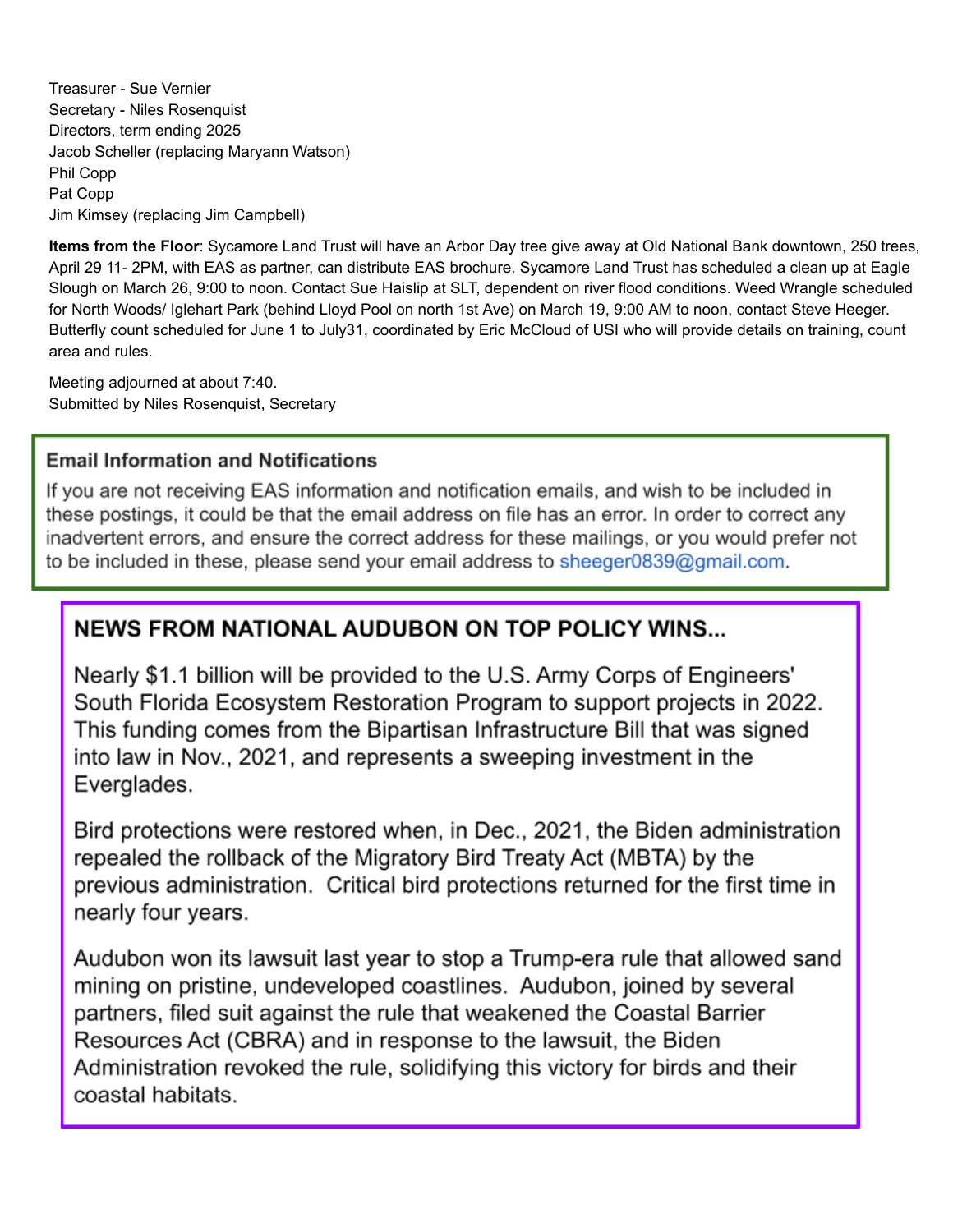Treasurer - Sue Vernier
Secretary - Niles Rosenquist
Directors, term ending 2025
Jacob Scheller (replacing Maryann Watson)
Phil Copp
Pat Copp
Jim Kimsey (replacing Jim Campbell)

**Items from the Floor**: Sycamore Land Trust will have an Arbor Day tree give away at Old National Bank downtown, 250 trees, April 29 11- 2PM, with EAS as partner, can distribute EAS brochure. Sycamore Land Trust has scheduled a clean up at Eagle Slough on March 26, 9:00 to noon. Contact Sue Haislip at SLT, dependent on river flood conditions. Weed Wrangle scheduled for North Woods/ Iglehart Park (behind Lloyd Pool on north 1st Ave) on March 19, 9:00 AM to noon, contact Steve Heeger. Butterfly count scheduled for June 1 to July31, coordinated by Eric McCloud of USI who will provide details on training, count area and rules.

Meeting adjourned at about 7:40.
Submitted by Niles Rosenquist, Secretary

### Email Information and Notifications

If you are not receiving EAS information and notification emails, and wish to be included in these postings, it could be that the email address on file has an error. In order to correct any inadvertent errors, and ensure the correct address for these mailings, or you would prefer not to be included in these, please send your email address to sheeger0839@gmail.com.

### NEWS FROM NATIONAL AUDUBON ON TOP POLICY WINS...

Nearly $1.1 billion will be provided to the U.S. Army Corps of Engineers' South Florida Ecosystem Restoration Program to support projects in 2022. This funding comes from the Bipartisan Infrastructure Bill that was signed into law in Nov., 2021, and represents a sweeping investment in the Everglades.

Bird protections were restored when, in Dec., 2021, the Biden administration repealed the rollback of the Migratory Bird Treaty Act (MBTA) by the previous administration. Critical bird protections returned for the first time in nearly four years.

Audubon won its lawsuit last year to stop a Trump-era rule that allowed sand mining on pristine, undeveloped coastlines. Audubon, joined by several partners, filed suit against the rule that weakened the Coastal Barrier Resources Act (CBRA) and in response to the lawsuit, the Biden Administration revoked the rule, solidifying this victory for birds and their coastal habitats.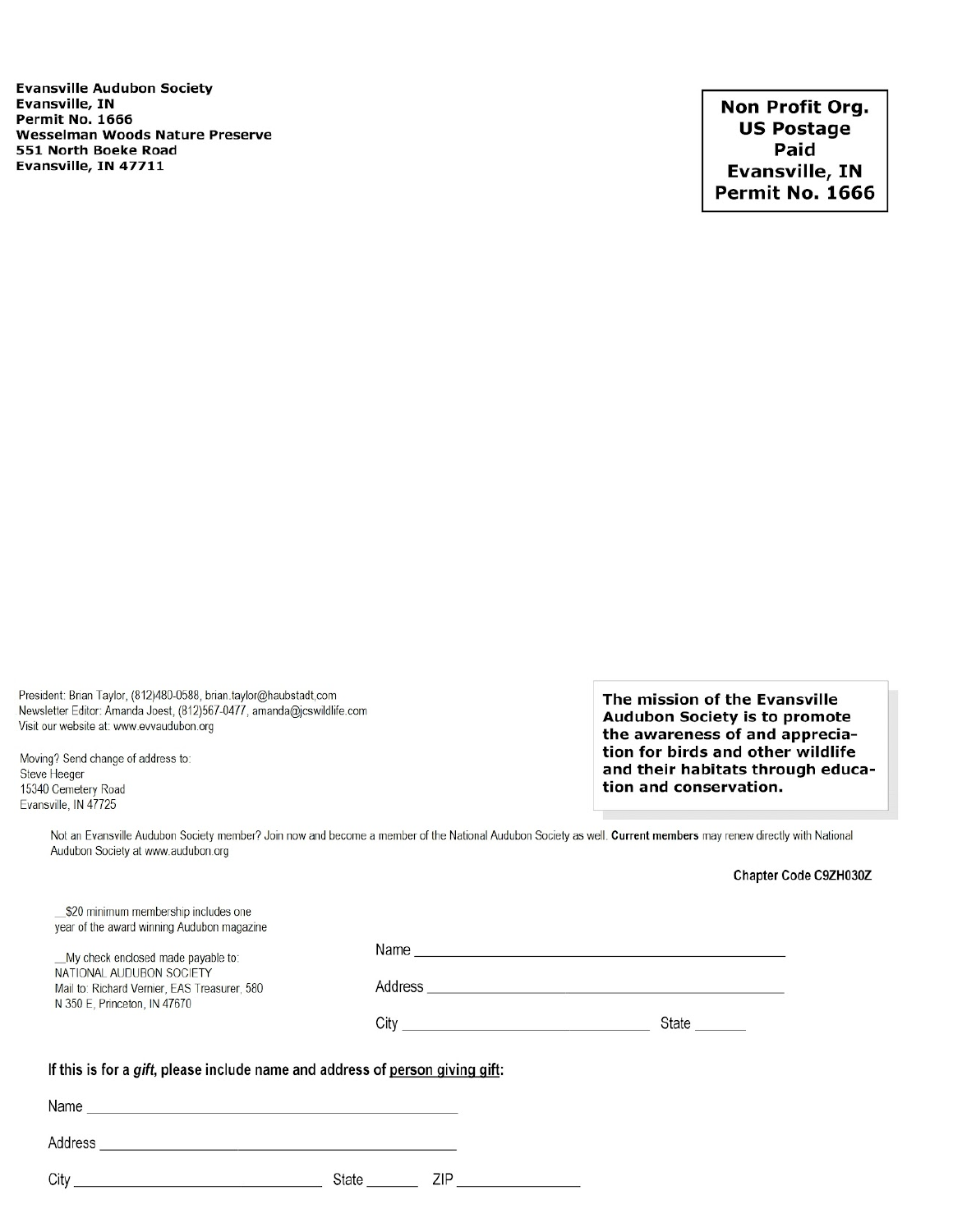**Evansville Audubon Society**
**Evansville, IN**
**Permit No. 1666**
**Wesselman Woods Nature Preserve**
**551 North Boeke Road**
**Evansville, IN 47711**

**Non Profit Org.**
**US Postage**
**Paid**
**Evansville, IN**
**Permit No. 1666**

President: Brian Taylor, (812)480-0588, brian.taylor@haubstadt.com
Newsletter Editor: Amanda Joest, (812)567-0477, amanda@jcswildlife.com
Visit our website at: www.evvaudubon.org

Moving? Send change of address to:
Steve Heeger
15340 Cemetery Road
Evansville, IN 47725

**The mission of the Evansville Audubon Society is to promote the awareness of and appreciation for birds and other wildlife and their habitats through education and conservation.**

Not an Evansville Audubon Society member? Join now and become a member of the National Audubon Society as well. **Current members** may renew directly with National Audubon Society at www.audubon.org

**Chapter Code C9ZH030Z**

__$20 minimum membership includes one year of the award winning Audubon magazine

__My check enclosed made payable to: NATIONAL AUDUBON SOCIETY
Mail to: Richard Vernier, EAS Treasurer, 580 N 350 E, Princeton, IN 47670

Name ________________________________________________

Address ______________________________________________

City _______________________________ State _______

If this is for a *gift*, please include name and address of person giving gift:

Name ________________________________________________

Address ______________________________________________

City _______________________________ State _______ ZIP _______________